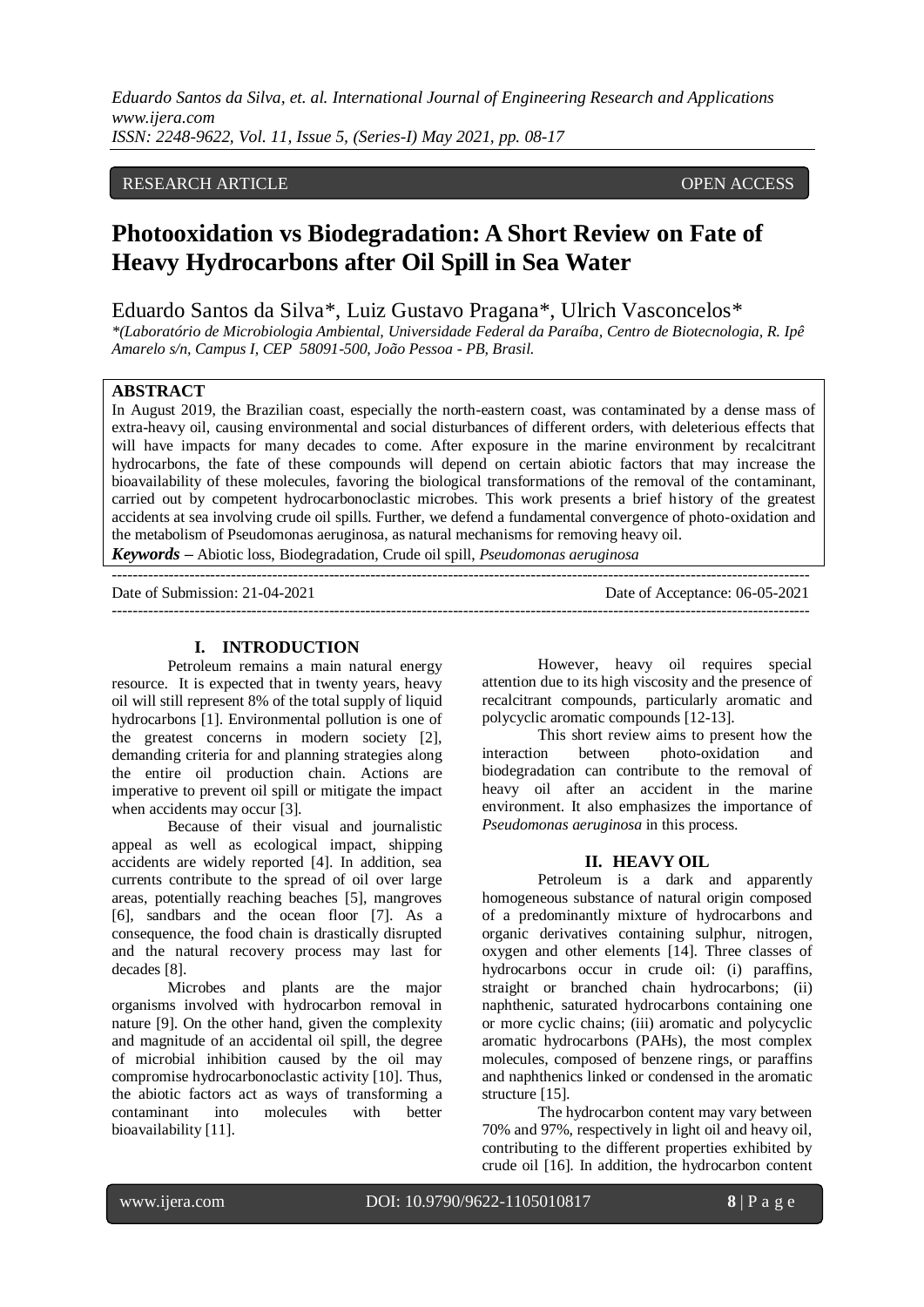RESEARCH ARTICLE OPEN ACCESS

# Photooxidation vs Biodegradation: A Short Review on Fate of Heavy Hydrocarbons after Oil Spill in Sea Water

Eduardo Santos da Silva*, Luiz Gustavo Pragana*, Ulrich Vasconcelos*

*\*(Laboratório de Microbiologia Ambiental, Universidade Federal da Paraíba, Centro de Biotecnologia, R. Ipê Amarelo s/n, Campus I, CEP 58091-500, João Pessoa - PB, Brasil.*

## ABSTRACT

In August 2019, the Brazilian coast, especially the north-eastern coast, was contaminated by a dense mass of extra-heavy oil, causing environmental and social disturbances of different orders, with deleterious effects that will have impacts for many decades to come. After exposure in the marine environment by recalcitrant hydrocarbons, the fate of these compounds will depend on certain abiotic factors that may increase the bioavailability of these molecules, favoring the biological transformations of the removal of the contaminant, carried out by competent hydrocarbonoclastic microbes. This work presents a brief history of the greatest accidents at sea involving crude oil spills. Further, we defend a fundamental convergence of photo-oxidation and the metabolism of Pseudomonas aeruginosa, as natural mechanisms for removing heavy oil.

***Keywords*** **–** Abiotic loss, Biodegradation, Crude oil spill, *Pseudomonas aeruginosa*

Date of Submission: 21-04-2021 Date of Acceptance: 06-05-2021

## I. INTRODUCTION

Petroleum remains a main natural energy resource. It is expected that in twenty years, heavy oil will still represent 8% of the total supply of liquid hydrocarbons [1]. Environmental pollution is one of the greatest concerns in modern society [2], demanding criteria for and planning strategies along the entire oil production chain. Actions are imperative to prevent oil spill or mitigate the impact when accidents may occur [3].

Because of their visual and journalistic appeal as well as ecological impact, shipping accidents are widely reported [4]. In addition, sea currents contribute to the spread of oil over large areas, potentially reaching beaches [5], mangroves [6], sandbars and the ocean floor [7]. As a consequence, the food chain is drastically disrupted and the natural recovery process may last for decades [8].

Microbes and plants are the major organisms involved with hydrocarbon removal in nature [9]. On the other hand, given the complexity and magnitude of an accidental oil spill, the degree of microbial inhibition caused by the oil may compromise hydrocarbonoclastic activity [10]. Thus, the abiotic factors act as ways of transforming a contaminant into molecules with better bioavailability [11].

However, heavy oil requires special attention due to its high viscosity and the presence of recalcitrant compounds, particularly aromatic and polycyclic aromatic compounds [12-13].

This short review aims to present how the interaction between photo-oxidation and biodegradation can contribute to the removal of heavy oil after an accident in the marine environment. It also emphasizes the importance of *Pseudomonas aeruginosa* in this process.

## II. HEAVY OIL

Petroleum is a dark and apparently homogeneous substance of natural origin composed of a predominantly mixture of hydrocarbons and organic derivatives containing sulphur, nitrogen, oxygen and other elements [14]. Three classes of hydrocarbons occur in crude oil: (i) paraffins, straight or branched chain hydrocarbons; (ii) naphthenic, saturated hydrocarbons containing one or more cyclic chains; (iii) aromatic and polycyclic aromatic hydrocarbons (PAHs), the most complex molecules, composed of benzene rings, or paraffins and naphthenics linked or condensed in the aromatic structure [15].

The hydrocarbon content may vary between 70% and 97%, respectively in light oil and heavy oil, contributing to the different properties exhibited by crude oil [16]. In addition, the hydrocarbon content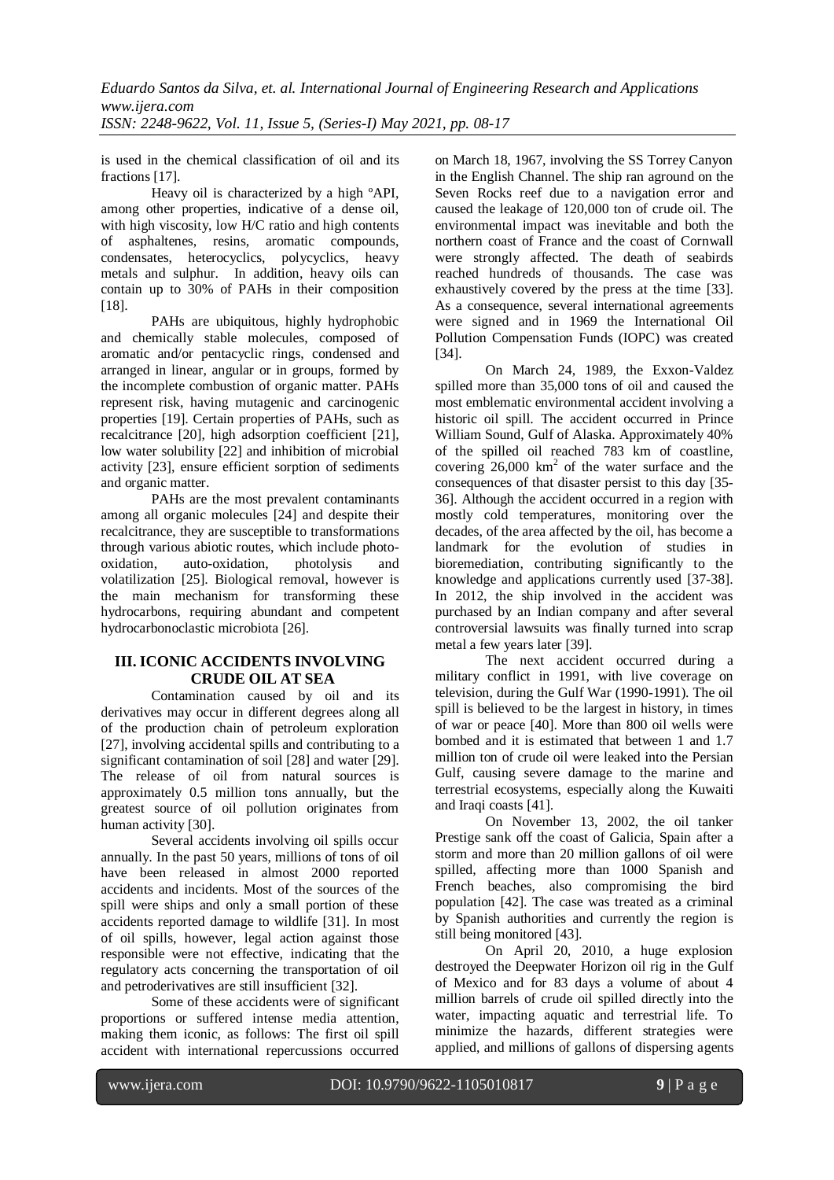is used in the chemical classification of oil and its fractions [17].

Heavy oil is characterized by a high ºAPI, among other properties, indicative of a dense oil, with high viscosity, low H/C ratio and high contents of asphaltenes, resins, aromatic compounds, condensates, heterocyclics, polycyclics, heavy metals and sulphur. In addition, heavy oils can contain up to 30% of PAHs in their composition [18].

PAHs are ubiquitous, highly hydrophobic and chemically stable molecules, composed of aromatic and/or pentacyclic rings, condensed and arranged in linear, angular or in groups, formed by the incomplete combustion of organic matter. PAHs represent risk, having mutagenic and carcinogenic properties [19]. Certain properties of PAHs, such as recalcitrance [20], high adsorption coefficient [21], low water solubility [22] and inhibition of microbial activity [23], ensure efficient sorption of sediments and organic matter.

PAHs are the most prevalent contaminants among all organic molecules [24] and despite their recalcitrance, they are susceptible to transformations through various abiotic routes, which include photo-oxidation, auto-oxidation, photolysis and volatilization [25]. Biological removal, however is the main mechanism for transforming these hydrocarbons, requiring abundant and competent hydrocarbonoclastic microbiota [26].

## III. ICONIC ACCIDENTS INVOLVING CRUDE OIL AT SEA

Contamination caused by oil and its derivatives may occur in different degrees along all of the production chain of petroleum exploration [27], involving accidental spills and contributing to a significant contamination of soil [28] and water [29]. The release of oil from natural sources is approximately 0.5 million tons annually, but the greatest source of oil pollution originates from human activity [30].

Several accidents involving oil spills occur annually. In the past 50 years, millions of tons of oil have been released in almost 2000 reported accidents and incidents. Most of the sources of the spill were ships and only a small portion of these accidents reported damage to wildlife [31]. In most of oil spills, however, legal action against those responsible were not effective, indicating that the regulatory acts concerning the transportation of oil and petroderivatives are still insufficient [32].

Some of these accidents were of significant proportions or suffered intense media attention, making them iconic, as follows: The first oil spill accident with international repercussions occurred on March 18, 1967, involving the SS Torrey Canyon in the English Channel. The ship ran aground on the Seven Rocks reef due to a navigation error and caused the leakage of 120,000 ton of crude oil. The environmental impact was inevitable and both the northern coast of France and the coast of Cornwall were strongly affected. The death of seabirds reached hundreds of thousands. The case was exhaustively covered by the press at the time [33]. As a consequence, several international agreements were signed and in 1969 the International Oil Pollution Compensation Funds (IOPC) was created [34].

On March 24, 1989, the Exxon-Valdez spilled more than 35,000 tons of oil and caused the most emblematic environmental accident involving a historic oil spill. The accident occurred in Prince William Sound, Gulf of Alaska. Approximately 40% of the spilled oil reached 783 km of coastline, covering 26,000 $km^2$ of the water surface and the consequences of that disaster persist to this day [35-36]. Although the accident occurred in a region with mostly cold temperatures, monitoring over the decades, of the area affected by the oil, has become a landmark for the evolution of studies in bioremediation, contributing significantly to the knowledge and applications currently used [37-38]. In 2012, the ship involved in the accident was purchased by an Indian company and after several controversial lawsuits was finally turned into scrap metal a few years later [39].

The next accident occurred during a military conflict in 1991, with live coverage on television, during the Gulf War (1990-1991). The oil spill is believed to be the largest in history, in times of war or peace [40]. More than 800 oil wells were bombed and it is estimated that between 1 and 1.7 million ton of crude oil were leaked into the Persian Gulf, causing severe damage to the marine and terrestrial ecosystems, especially along the Kuwaiti and Iraqi coasts [41].

On November 13, 2002, the oil tanker Prestige sank off the coast of Galicia, Spain after a storm and more than 20 million gallons of oil were spilled, affecting more than 1000 Spanish and French beaches, also compromising the bird population [42]. The case was treated as a criminal by Spanish authorities and currently the region is still being monitored [43].

On April 20, 2010, a huge explosion destroyed the Deepwater Horizon oil rig in the Gulf of Mexico and for 83 days a volume of about 4 million barrels of crude oil spilled directly into the water, impacting aquatic and terrestrial life. To minimize the hazards, different strategies were applied, and millions of gallons of dispersing agents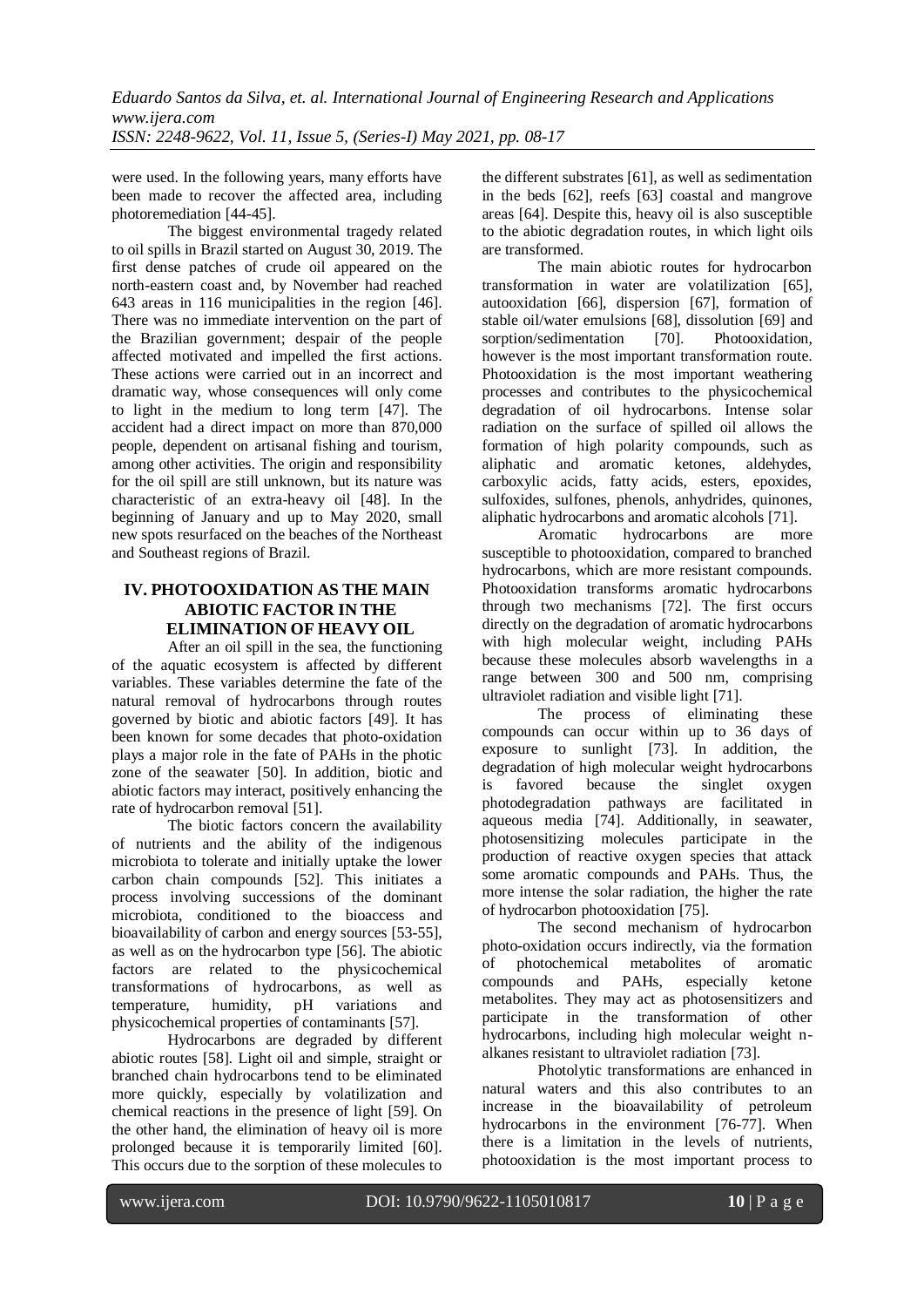were used. In the following years, many efforts have been made to recover the affected area, including photoremediation [44-45].

The biggest environmental tragedy related to oil spills in Brazil started on August 30, 2019. The first dense patches of crude oil appeared on the north-eastern coast and, by November had reached 643 areas in 116 municipalities in the region [46]. There was no immediate intervention on the part of the Brazilian government; despair of the people affected motivated and impelled the first actions. These actions were carried out in an incorrect and dramatic way, whose consequences will only come to light in the medium to long term [47]. The accident had a direct impact on more than 870,000 people, dependent on artisanal fishing and tourism, among other activities. The origin and responsibility for the oil spill are still unknown, but its nature was characteristic of an extra-heavy oil [48]. In the beginning of January and up to May 2020, small new spots resurfaced on the beaches of the Northeast and Southeast regions of Brazil.

## IV. PHOTOOXIDATION AS THE MAIN ABIOTIC FACTOR IN THE ELIMINATION OF HEAVY OIL

After an oil spill in the sea, the functioning of the aquatic ecosystem is affected by different variables. These variables determine the fate of the natural removal of hydrocarbons through routes governed by biotic and abiotic factors [49]. It has been known for some decades that photo-oxidation plays a major role in the fate of PAHs in the photic zone of the seawater [50]. In addition, biotic and abiotic factors may interact, positively enhancing the rate of hydrocarbon removal [51].

The biotic factors concern the availability of nutrients and the ability of the indigenous microbiota to tolerate and initially uptake the lower carbon chain compounds [52]. This initiates a process involving successions of the dominant microbiota, conditioned to the bioaccess and bioavailability of carbon and energy sources [53-55], as well as on the hydrocarbon type [56]. The abiotic factors are related to the physicochemical transformations of hydrocarbons, as well as temperature, humidity, pH variations and physicochemical properties of contaminants [57].

Hydrocarbons are degraded by different abiotic routes [58]. Light oil and simple, straight or branched chain hydrocarbons tend to be eliminated more quickly, especially by volatilization and chemical reactions in the presence of light [59]. On the other hand, the elimination of heavy oil is more prolonged because it is temporarily limited [60]. This occurs due to the sorption of these molecules to the different substrates [61], as well as sedimentation in the beds [62], reefs [63] coastal and mangrove areas [64]. Despite this, heavy oil is also susceptible to the abiotic degradation routes, in which light oils are transformed.

The main abiotic routes for hydrocarbon transformation in water are volatilization [65], autooxidation [66], dispersion [67], formation of stable oil/water emulsions [68], dissolution [69] and sorption/sedimentation [70]. Photooxidation, however is the most important transformation route. Photooxidation is the most important weathering processes and contributes to the physicochemical degradation of oil hydrocarbons. Intense solar radiation on the surface of spilled oil allows the formation of high polarity compounds, such as aliphatic and aromatic ketones, aldehydes, carboxylic acids, fatty acids, esters, epoxides, sulfoxides, sulfones, phenols, anhydrides, quinones, aliphatic hydrocarbons and aromatic alcohols [71].

Aromatic hydrocarbons are more susceptible to photooxidation, compared to branched hydrocarbons, which are more resistant compounds. Photooxidation transforms aromatic hydrocarbons through two mechanisms [72]. The first occurs directly on the degradation of aromatic hydrocarbons with high molecular weight, including PAHs because these molecules absorb wavelengths in a range between 300 and 500 nm, comprising ultraviolet radiation and visible light [71].

The process of eliminating these compounds can occur within up to 36 days of exposure to sunlight [73]. In addition, the degradation of high molecular weight hydrocarbons is favored because the singlet oxygen photodegradation pathways are facilitated in aqueous media [74]. Additionally, in seawater, photosensitizing molecules participate in the production of reactive oxygen species that attack some aromatic compounds and PAHs. Thus, the more intense the solar radiation, the higher the rate of hydrocarbon photooxidation [75].

The second mechanism of hydrocarbon photo-oxidation occurs indirectly, via the formation of photochemical metabolites of aromatic compounds and PAHs, especially ketone metabolites. They may act as photosensitizers and participate in the transformation of other hydrocarbons, including high molecular weight n-alkanes resistant to ultraviolet radiation [73].

Photolytic transformations are enhanced in natural waters and this also contributes to an increase in the bioavailability of petroleum hydrocarbons in the environment [76-77]. When there is a limitation in the levels of nutrients, photooxidation is the most important process to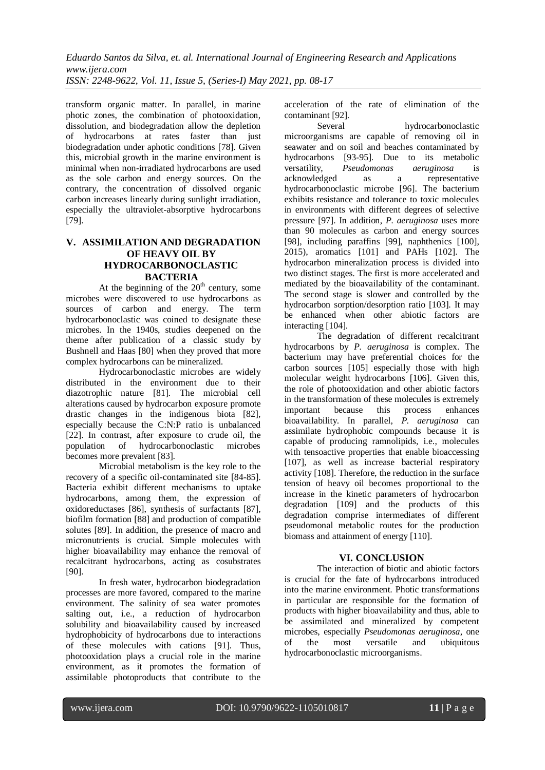transform organic matter. In parallel, in marine photic zones, the combination of photooxidation, dissolution, and biodegradation allow the depletion of hydrocarbons at rates faster than just biodegradation under aphotic conditions [78]. Given this, microbial growth in the marine environment is minimal when non-irradiated hydrocarbons are used as the sole carbon and energy sources. On the contrary, the concentration of dissolved organic carbon increases linearly during sunlight irradiation, especially the ultraviolet-absorptive hydrocarbons [79].

## V. ASSIMILATION AND DEGRADATION OF HEAVY OIL BY HYDROCARBONOCLASTIC BACTERIA

At the beginning of the $20^{th}$ century, some microbes were discovered to use hydrocarbons as sources of carbon and energy. The term hydrocarbonoclastic was coined to designate these microbes. In the 1940s, studies deepened on the theme after publication of a classic study by Bushnell and Haas [80] when they proved that more complex hydrocarbons can be mineralized.

Hydrocarbonoclastic microbes are widely distributed in the environment due to their diazotrophic nature [81]. The microbial cell alterations caused by hydrocarbon exposure promote drastic changes in the indigenous biota [82], especially because the C:N:P ratio is unbalanced [22]. In contrast, after exposure to crude oil, the population of hydrocarbonoclastic microbes becomes more prevalent [83].

Microbial metabolism is the key role to the recovery of a specific oil-contaminated site [84-85]. Bacteria exhibit different mechanisms to uptake hydrocarbons, among them, the expression of oxidoreductases [86], synthesis of surfactants [87], biofilm formation [88] and production of compatible solutes [89]. In addition, the presence of macro and micronutrients is crucial. Simple molecules with higher bioavailability may enhance the removal of recalcitrant hydrocarbons, acting as cosubstrates [90].

In fresh water, hydrocarbon biodegradation processes are more favored, compared to the marine environment. The salinity of sea water promotes salting out, i.e., a reduction of hydrocarbon solubility and bioavailability caused by increased hydrophobicity of hydrocarbons due to interactions of these molecules with cations [91]. Thus, photooxidation plays a crucial role in the marine environment, as it promotes the formation of assimilable photoproducts that contribute to the acceleration of the rate of elimination of the contaminant [92].

Several hydrocarbonoclastic microorganisms are capable of removing oil in seawater and on soil and beaches contaminated by hydrocarbons [93-95]. Due to its metabolic versatility, *Pseudomonas aeruginosa* is acknowledged as a representative hydrocarbonoclastic microbe [96]. The bacterium exhibits resistance and tolerance to toxic molecules in environments with different degrees of selective pressure [97]. In addition, *P. aeruginosa* uses more than 90 molecules as carbon and energy sources [98], including paraffins [99], naphthenics [100], 2015), aromatics [101] and PAHs [102]. The hydrocarbon mineralization process is divided into two distinct stages. The first is more accelerated and mediated by the bioavailability of the contaminant. The second stage is slower and controlled by the hydrocarbon sorption/desorption ratio [103]. It may be enhanced when other abiotic factors are interacting [104].

The degradation of different recalcitrant hydrocarbons by *P. aeruginosa* is complex. The bacterium may have preferential choices for the carbon sources [105] especially those with high molecular weight hydrocarbons [106]. Given this, the role of photooxidation and other abiotic factors in the transformation of these molecules is extremely important because this process enhances bioavailability. In parallel, *P. aeruginosa* can assimilate hydrophobic compounds because it is capable of producing ramnolipids, i.e., molecules with tensoactive properties that enable bioaccessing [107], as well as increase bacterial respiratory activity [108]. Therefore, the reduction in the surface tension of heavy oil becomes proportional to the increase in the kinetic parameters of hydrocarbon degradation [109] and the products of this degradation comprise intermediates of different pseudomonal metabolic routes for the production biomass and attainment of energy [110].

## VI. CONCLUSION

The interaction of biotic and abiotic factors is crucial for the fate of hydrocarbons introduced into the marine environment. Photic transformations in particular are responsible for the formation of products with higher bioavailability and thus, able to be assimilated and mineralized by competent microbes, especially *Pseudomonas aeruginosa*, one of the most versatile and ubiquitous hydrocarbonoclastic microorganisms.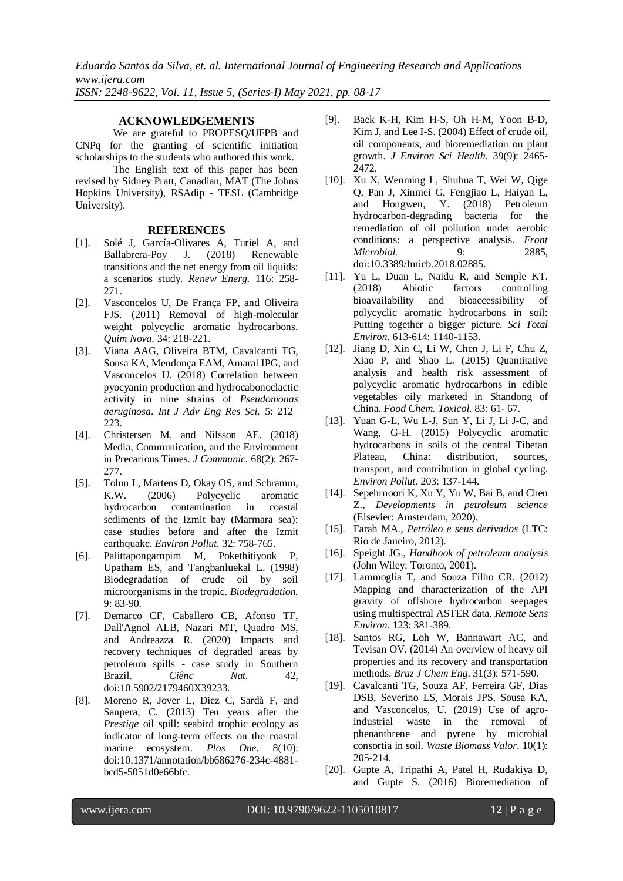## ACKNOWLEDGEMENTS

We are grateful to PROPESQ/UFPB and CNPq for the granting of scientific initiation scholarships to the students who authored this work.

The English text of this paper has been revised by Sidney Pratt, Canadian, MAT (The Johns Hopkins University), RSAdip - TESL (Cambridge University).

## REFERENCES

[1]. Solé J, García-Olivares A, Turiel A, and Ballabrera-Poy J. (2018) Renewable transitions and the net energy from oil liquids: a scenarios study. *Renew Energ.* 116: 258-271.

[2]. Vasconcelos U, De França FP, and Oliveira FJS. (2011) Removal of high-molecular weight polycyclic aromatic hydrocarbons. *Quim Nova.* 34: 218-221.

[3]. Viana AAG, Oliveira BTM, Cavalcanti TG, Sousa KA, Mendonça EAM, Amaral IPG, and Vasconcelos U. (2018) Correlation between pyocyanin production and hydrocabonoclactic activity in nine strains of *Pseudomonas aeruginosa*. *Int J Adv Eng Res Sci.* 5: 212–223.

[4]. Christersen M, and Nilsson AE. (2018) Media, Communication, and the Environment in Precarious Times. *J Communic.* 68(2): 267-277.

[5]. Tolun L, Martens D, Okay OS, and Schramm, K.W. (2006) Polycyclic aromatic hydrocarbon contamination in coastal sediments of the Izmit bay (Marmara sea): case studies before and after the Izmit earthquake. *Environ Pollut.* 32: 758-765.

[6]. Palittapongarnpim M, Pokethitiyook P, Upatham ES, and Tangbanluekal L. (1998) Biodegradation of crude oil by soil microorganisms in the tropic. *Biodegradation.* 9: 83-90.

[7]. Demarco CF, Caballero CB, Afonso TF, Dall'Agnol ALB, Nazari MT, Quadro MS, and Andreazza R. (2020) Impacts and recovery techniques of degraded areas by petroleum spills - case study in Southern Brazil. *Ciênc Nat.* 42, doi:10.5902/2179460X39233.

[8]. Moreno R, Jover L, Diez C, Sardà F, and Sanpera, C. (2013) Ten years after the *Prestige* oil spill: seabird trophic ecology as indicator of long-term effects on the coastal marine ecosystem. *Plos One.* 8(10): doi:10.1371/annotation/bb686276-234c-4881-bcd5-5051d0e66bfc.

[9]. Baek K-H, Kim H-S, Oh H-M, Yoon B-D, Kim J, and Lee I-S. (2004) Effect of crude oil, oil components, and bioremediation on plant growth. *J Environ Sci Health.* 39(9): 2465-2472.

[10]. Xu X, Wenming L, Shuhua T, Wei W, Qige Q, Pan J, Xinmei G, Fengjiao L, Haiyan L, and Hongwen, Y. (2018) Petroleum hydrocarbon-degrading bacteria for the remediation of oil pollution under aerobic conditions: a perspective analysis. *Front Microbiol.* 9: 2885, doi:10.3389/fmicb.2018.02885.

[11]. Yu L, Duan L, Naidu R, and Semple KT. (2018) Abiotic factors controlling bioavailability and bioaccessibility of polycyclic aromatic hydrocarbons in soil: Putting together a bigger picture. *Sci Total Environ.* 613-614: 1140-1153.

[12]. Jiang D, Xin C, Li W, Chen J, Li F, Chu Z, Xiao P, and Shao L. (2015) Quantitative analysis and health risk assessment of polycyclic aromatic hydrocarbons in edible vegetables oily marketed in Shandong of China. *Food Chem. Toxicol.* 83: 61- 67.

[13]. Yuan G-L, Wu L-J, Sun Y, Li J, Li J-C, and Wang, G-H. (2015) Polycyclic aromatic hydrocarbons in soils of the central Tibetan Plateau, China: distribution, sources, transport, and contribution in global cycling. *Environ Pollut.* 203: 137-144.

[14]. Sepehrnoori K, Xu Y, Yu W, Bai B, and Chen Z., *Developments in petroleum science* (Elsevier: Amsterdam, 2020).

[15]. Farah MA., *Petróleo e seus derivados* (LTC: Rio de Janeiro, 2012).

[16]. Speight JG., *Handbook of petroleum analysis* (John Wiley: Toronto, 2001).

[17]. Lammoglia T, and Souza Filho CR. (2012) Mapping and characterization of the API gravity of offshore hydrocarbon seepages using multispectral ASTER data. *Remote Sens Environ.* 123: 381-389.

[18]. Santos RG, Loh W, Bannawart AC, and Tevisan OV. (2014) An overview of heavy oil properties and its recovery and transportation methods. *Braz J Chem Eng.* 31(3): 571-590.

[19]. Cavalcanti TG, Souza AF, Ferreira GF, Dias DSB, Severino LS, Morais JPS, Sousa KA, and Vasconcelos, U. (2019) Use of agro-industrial waste in the removal of phenanthrene and pyrene by microbial consortia in soil. *Waste Biomass Valor.* 10(1): 205-214.

[20]. Gupte A, Tripathi A, Patel H, Rudakiya D, and Gupte S. (2016) Bioremediation of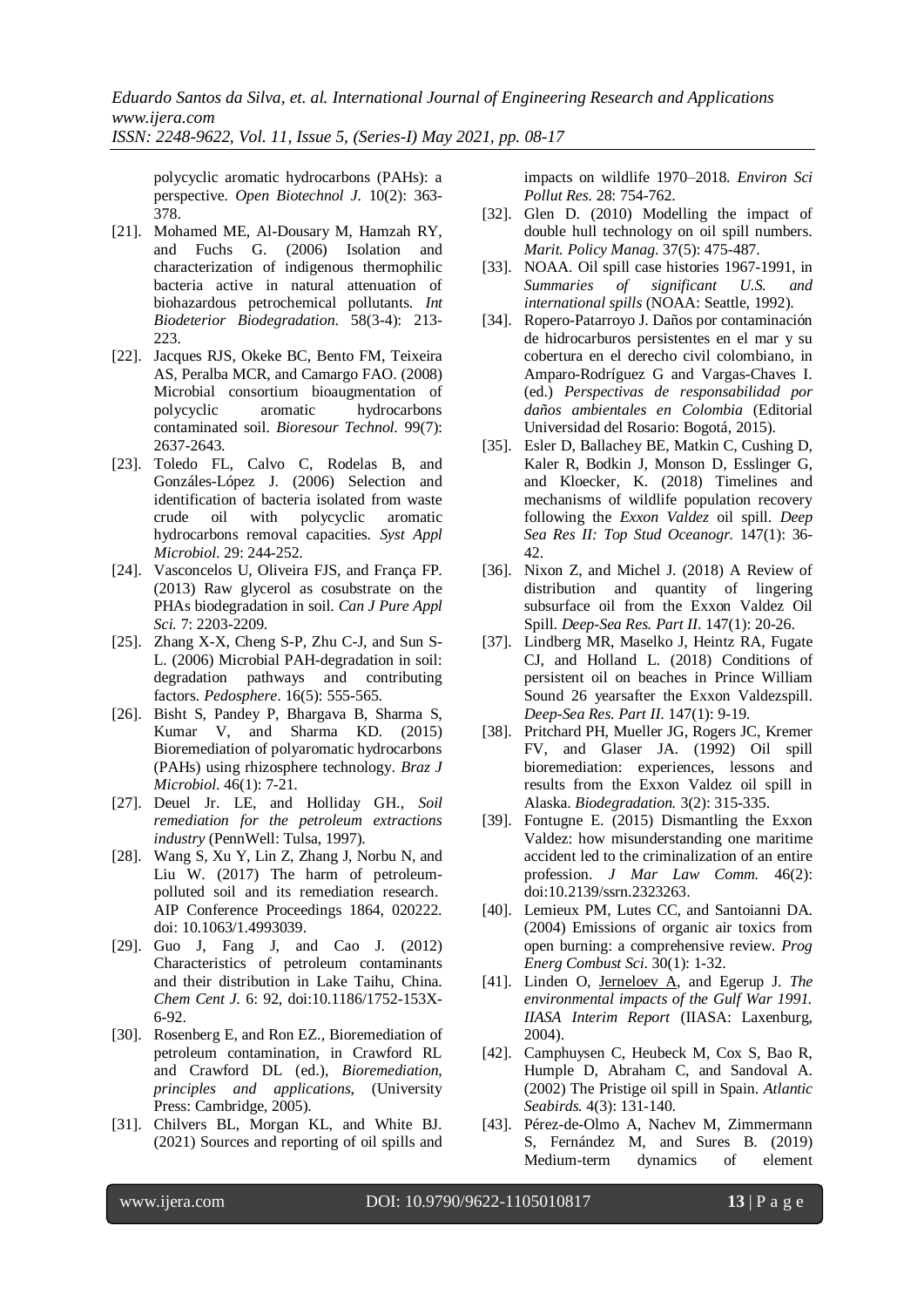polycyclic aromatic hydrocarbons (PAHs): a perspective. *Open Biotechnol J.* 10(2): 363-378.

[21]. Mohamed ME, Al-Dousary M, Hamzah RY, and Fuchs G. (2006) Isolation and characterization of indigenous thermophilic bacteria active in natural attenuation of biohazardous petrochemical pollutants. *Int Biodeterior Biodegradation.* 58(3-4): 213-223.

[22]. Jacques RJS, Okeke BC, Bento FM, Teixeira AS, Peralba MCR, and Camargo FAO. (2008) Microbial consortium bioaugmentation of polycyclic aromatic hydrocarbons contaminated soil. *Bioresour Technol.* 99(7): 2637-2643.

[23]. Toledo FL, Calvo C, Rodelas B, and Gonzáles-López J. (2006) Selection and identification of bacteria isolated from waste crude oil with polycyclic aromatic hydrocarbons removal capacities. *Syst Appl Microbiol.* 29: 244-252.

[24]. Vasconcelos U, Oliveira FJS, and França FP. (2013) Raw glycerol as cosubstrate on the PHAs biodegradation in soil. *Can J Pure Appl Sci.* 7: 2203-2209.

[25]. Zhang X-X, Cheng S-P, Zhu C-J, and Sun S-L. (2006) Microbial PAH-degradation in soil: degradation pathways and contributing factors. *Pedosphere.* 16(5): 555-565.

[26]. Bisht S, Pandey P, Bhargava B, Sharma S, Kumar V, and Sharma KD. (2015) Bioremediation of polyaromatic hydrocarbons (PAHs) using rhizosphere technology. *Braz J Microbiol.* 46(1): 7-21.

[27]. Deuel Jr. LE, and Holliday GH., *Soil remediation for the petroleum extractions industry* (PennWell: Tulsa, 1997).

[28]. Wang S, Xu Y, Lin Z, Zhang J, Norbu N, and Liu W. (2017) The harm of petroleum-polluted soil and its remediation research. AIP Conference Proceedings 1864, 020222. doi: 10.1063/1.4993039.

[29]. Guo J, Fang J, and Cao J. (2012) Characteristics of petroleum contaminants and their distribution in Lake Taihu, China. *Chem Cent J.* 6: 92, doi:10.1186/1752-153X-6-92.

[30]. Rosenberg E, and Ron EZ., Bioremediation of petroleum contamination, in Crawford RL and Crawford DL (ed.), *Bioremediation, principles and applications,* (University Press: Cambridge, 2005).

[31]. Chilvers BL, Morgan KL, and White BJ. (2021) Sources and reporting of oil spills and impacts on wildlife 1970–2018. *Environ Sci Pollut Res.* 28: 754-762.

[32]. Glen D. (2010) Modelling the impact of double hull technology on oil spill numbers. *Marit. Policy Manag.* 37(5): 475-487.

[33]. NOAA. Oil spill case histories 1967-1991, in *Summaries of significant U.S. and international spills* (NOAA: Seattle, 1992).

[34]. Ropero-Patarroyo J. Daños por contaminación de hidrocarburos persistentes en el mar y su cobertura en el derecho civil colombiano, in Amparo-Rodríguez G and Vargas-Chaves I. (ed.) *Perspectivas de responsabilidad por daños ambientales en Colombia* (Editorial Universidad del Rosario: Bogotá, 2015).

[35]. Esler D, Ballachey BE, Matkin C, Cushing D, Kaler R, Bodkin J, Monson D, Esslinger G, and Kloecker, K. (2018) Timelines and mechanisms of wildlife population recovery following the *Exxon Valdez* oil spill. *Deep Sea Res II: Top Stud Oceanogr.* 147(1): 36-42.

[36]. Nixon Z, and Michel J. (2018) A Review of distribution and quantity of lingering subsurface oil from the Exxon Valdez Oil Spill. *Deep-Sea Res. Part II.* 147(1): 20-26.

[37]. Lindberg MR, Maselko J, Heintz RA, Fugate CJ, and Holland L. (2018) Conditions of persistent oil on beaches in Prince William Sound 26 yearsafter the Exxon Valdezspill. *Deep-Sea Res. Part II.* 147(1): 9-19.

[38]. Pritchard PH, Mueller JG, Rogers JC, Kremer FV, and Glaser JA. (1992) Oil spill bioremediation: experiences, lessons and results from the Exxon Valdez oil spill in Alaska. *Biodegradation.* 3(2): 315-335.

[39]. Fontugne E. (2015) Dismantling the Exxon Valdez: how misunderstanding one maritime accident led to the criminalization of an entire profession. *J Mar Law Comm.* 46(2): doi:10.2139/ssrn.2323263.

[40]. Lemieux PM, Lutes CC, and Santoianni DA. (2004) Emissions of organic air toxics from open burning: a comprehensive review. *Prog Energ Combust Sci.* 30(1): 1-32.

[41]. Linden O, Jerneloev A, and Egerup J. *The environmental impacts of the Gulf War 1991. IIASA Interim Report* (IIASA: Laxenburg, 2004).

[42]. Camphuysen C, Heubeck M, Cox S, Bao R, Humple D, Abraham C, and Sandoval A. (2002) The Pristige oil spill in Spain. *Atlantic Seabirds.* 4(3): 131-140.

[43]. Pérez-de-Olmo A, Nachev M, Zimmermann S, Fernández M, and Sures B. (2019) Medium-term dynamics of element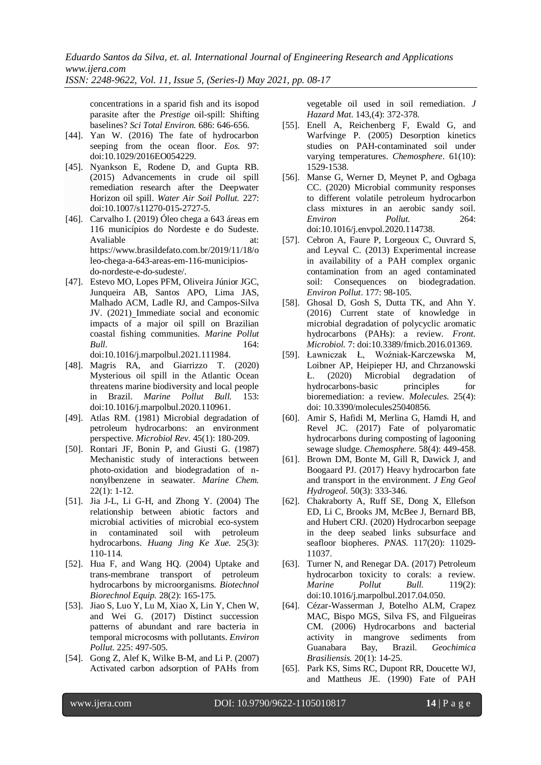concentrations in a sparid fish and its isopod parasite after the *Prestige* oil-spill: Shifting baselines? *Sci Total Environ.* 686: 646-656.

[44]. Yan W. (2016) The fate of hydrocarbon seeping from the ocean floor. *Eos.* 97: doi:10.1029/2016EO054229.

[45]. Nyankson E, Rodene D, and Gupta RB. (2015) Advancements in crude oil spill remediation research after the Deepwater Horizon oil spill. *Water Air Soil Pollut.* 227: doi:10.1007/s11270-015-2727-5.

[46]. Carvalho I. (2019) Óleo chega a 643 áreas em 116 municípios do Nordeste e do Sudeste. Avaliable at: https://www.brasildefato.com.br/2019/11/18/oleo-chega-a-643-areas-em-116-municipios-do-nordeste-e-do-sudeste/.

[47]. Estevo MO, Lopes PFM, Oliveira Júnior JGC, Junqueira AB, Santos APO, Lima JAS, Malhado ACM, Ladle RJ, and Campos-Silva JV. (2021) Immediate social and economic impacts of a major oil spill on Brazilian coastal fishing communities. *Marine Pollut Bull.* 164: doi:10.1016/j.marpolbul.2021.111984.

[48]. Magris RA, and Giarrizzo T. (2020) Mysterious oil spill in the Atlantic Ocean threatens marine biodiversity and local people in Brazil. *Marine Pollut Bull.* 153: doi:10.1016/j.marpolbul.2020.110961.

[49]. Atlas RM. (1981) Microbial degradation of petroleum hydrocarbons: an environment perspective. *Microbiol Rev.* 45(1): 180-209.

[50]. Rontari JF, Bonin P, and Giusti G. (1987) Mechanistic study of interactions between photo-oxidation and biodegradation of n-nonylbenzene in seawater. *Marine Chem.* 22(1): 1-12.

[51]. Jia J-L, Li G-H, and Zhong Y. (2004) The relationship between abiotic factors and microbial activities of microbial eco-system in contaminated soil with petroleum hydrocarbons. *Huang Jing Ke Xue.* 25(3): 110-114.

[52]. Hua F, and Wang HQ. (2004) Uptake and trans-membrane transport of petroleum hydrocarbons by microorganisms. *Biotechnol Biorechnol Equip.* 28(2): 165-175.

[53]. Jiao S, Luo Y, Lu M, Xiao X, Lin Y, Chen W, and Wei G. (2017) Distinct succession patterns of abundant and rare bacteria in temporal microcosms with pollutants. *Environ Pollut.* 225: 497-505.

[54]. Gong Z, Alef K, Wilke B-M, and Li P. (2007) Activated carbon adsorption of PAHs from vegetable oil used in soil remediation. *J Hazard Mat.* 143,(4): 372-378.

[55]. Enell A, Reichenberg F, Ewald G, and Warfvinge P. (2005) Desorption kinetics studies on PAH-contaminated soil under varying temperatures. *Chemosphere.* 61(10): 1529-1538.

[56]. Manse G, Werner D, Meynet P, and Ogbaga CC. (2020) Microbial community responses to different volatile petroleum hydrocarbon class mixtures in an aerobic sandy soil. *Environ Pollut.* 264: doi:10.1016/j.envpol.2020.114738.

[57]. Cebron A, Faure P, Lorgeoux C, Ouvrard S, and Leyval C. (2013) Experimental increase in availability of a PAH complex organic contamination from an aged contaminated soil: Consequences on biodegradation. *Environ Pollut.* 177: 98-105.

[58]. Ghosal D, Gosh S, Dutta TK, and Ahn Y. (2016) Current state of knowledge in microbial degradation of polycyclic aromatic hydrocarbons (PAHs): a review. *Front. Microbiol.* 7: doi:10.3389/fmicb.2016.01369.

[59]. Ławniczak Ł, Woźniak-Karczewska M, Loibner AP, Heipieper HJ, and Chrzanowski Ł. (2020) Microbial degradation of hydrocarbons-basic principles for bioremediation: a review. *Molecules.* 25(4): doi: 10.3390/molecules25040856.

[60]. Amir S, Hafidi M, Merlina G, Hamdi H, and Revel JC. (2017) Fate of polyaromatic hydrocarbons during composting of lagooning sewage sludge. *Chemosphere.* 58(4): 449-458.

[61]. Brown DM, Bonte M, Gill R, Dawick J, and Boogaard PJ. (2017) Heavy hydrocarbon fate and transport in the environment. *J Eng Geol Hydrogeol.* 50(3): 333-346.

[62]. Chakraborty A, Ruff SE, Dong X, Ellefson ED, Li C, Brooks JM, McBee J, Bernard BB, and Hubert CRJ. (2020) Hydrocarbon seepage in the deep seabed links subsurface and seafloor biopheres. *PNAS.* 117(20): 11029-11037.

[63]. Turner N, and Renegar DA. (2017) Petroleum hydrocarbon toxicity to corals: a review. *Marine Pollut Bull.* 119(2): doi:10.1016/j.marpolbul.2017.04.050.

[64]. Cézar-Wasserman J, Botelho ALM, Crapez MAC, Bispo MGS, Silva FS, and Filgueiras CM. (2006) Hydrocarbons and bacterial activity in mangrove sediments from Guanabara Bay, Brazil. *Geochimica Brasiliensis.* 20(1): 14-25.

[65]. Park KS, Sims RC, Dupont RR, Doucette WJ, and Mattheus JE. (1990) Fate of PAH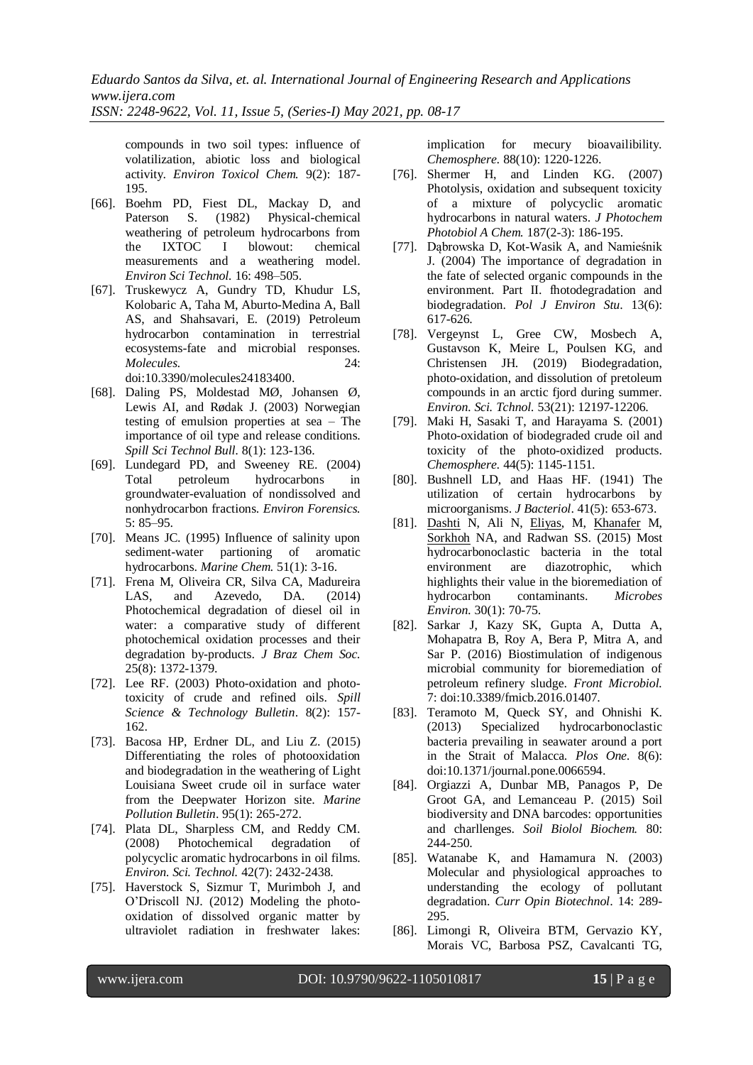compounds in two soil types: influence of volatilization, abiotic loss and biological activity. *Environ Toxicol Chem.* 9(2): 187-195.

[66]. Boehm PD, Fiest DL, Mackay D, and Paterson S. (1982) Physical-chemical weathering of petroleum hydrocarbons from the IXTOC I blowout: chemical measurements and a weathering model. *Environ Sci Technol.* 16: 498–505.

[67]. Truskewycz A, Gundry TD, Khudur LS, Kolobaric A, Taha M, Aburto-Medina A, Ball AS, and Shahsavari, E. (2019) Petroleum hydrocarbon contamination in terrestrial ecosystems-fate and microbial responses. *Molecules.* 24: doi:10.3390/molecules24183400.

[68]. Daling PS, Moldestad MØ, Johansen Ø, Lewis AI, and Rødak J. (2003) Norwegian testing of emulsion properties at sea – The importance of oil type and release conditions. *Spill Sci Technol Bull.* 8(1): 123-136.

[69]. Lundegard PD, and Sweeney RE. (2004) Total petroleum hydrocarbons in groundwater-evaluation of nondissolved and nonhydrocarbon fractions. *Environ Forensics.* 5: 85–95.

[70]. Means JC. (1995) Influence of salinity upon sediment-water partioning of aromatic hydrocarbons. *Marine Chem.* 51(1): 3-16.

[71]. Frena M, Oliveira CR, Silva CA, Madureira LAS, and Azevedo, DA. (2014) Photochemical degradation of diesel oil in water: a comparative study of different photochemical oxidation processes and their degradation by-products. *J Braz Chem Soc.* 25(8): 1372-1379.

[72]. Lee RF. (2003) Photo-oxidation and phototoxicity of crude and refined oils. *Spill Science & Technology Bulletin*. 8(2): 157-162.

[73]. Bacosa HP, Erdner DL, and Liu Z. (2015) Differentiating the roles of photooxidation and biodegradation in the weathering of Light Louisiana Sweet crude oil in surface water from the Deepwater Horizon site. *Marine Pollution Bulletin*. 95(1): 265-272.

[74]. Plata DL, Sharpless CM, and Reddy CM. (2008) Photochemical degradation of polycyclic aromatic hydrocarbons in oil films. *Environ. Sci. Technol.* 42(7): 2432-2438.

[75]. Haverstock S, Sizmur T, Murimboh J, and O'Driscoll NJ. (2012) Modeling the photo-oxidation of dissolved organic matter by ultraviolet radiation in freshwater lakes: implication for mecury bioavailibility. *Chemosphere.* 88(10): 1220-1226.

[76]. Shermer H, and Linden KG. (2007) Photolysis, oxidation and subsequent toxicity of a mixture of polycyclic aromatic hydrocarbons in natural waters. *J Photochem Photobiol A Chem.* 187(2-3): 186-195.

[77]. Dąbrowska D, Kot-Wasik A, and Namieśnik J. (2004) The importance of degradation in the fate of selected organic compounds in the environment. Part II. fhotodegradation and biodegradation. *Pol J Environ Stu*. 13(6): 617-626.

[78]. Vergeynst L, Gree CW, Mosbech A, Gustavson K, Meire L, Poulsen KG, and Christensen JH. (2019) Biodegradation, photo-oxidation, and dissolution of pretoleum compounds in an arctic fjord during summer. *Environ. Sci. Tchnol.* 53(21): 12197-12206.

[79]. Maki H, Sasaki T, and Harayama S. (2001) Photo-oxidation of biodegraded crude oil and toxicity of the photo-oxidized products. *Chemosphere.* 44(5): 1145-1151.

[80]. Bushnell LD, and Haas HF. (1941) The utilization of certain hydrocarbons by microorganisms. *J Bacteriol*. 41(5): 653-673.

[81]. Dashti N, Ali N, Eliyas, M, Khanafer M, Sorkhoh NA, and Radwan SS. (2015) Most hydrocarbonoclastic bacteria in the total environment are diazotrophic, which highlights their value in the bioremediation of hydrocarbon contaminants. *Microbes Environ.* 30(1): 70-75.

[82]. Sarkar J, Kazy SK, Gupta A, Dutta A, Mohapatra B, Roy A, Bera P, Mitra A, and Sar P. (2016) Biostimulation of indigenous microbial community for bioremediation of petroleum refinery sludge. *Front Microbiol.* 7: doi:10.3389/fmicb.2016.01407.

[83]. Teramoto M, Queck SY, and Ohnishi K. (2013) Specialized hydrocarbonoclastic bacteria prevailing in seawater around a port in the Strait of Malacca. *Plos One.* 8(6): doi:10.1371/journal.pone.0066594.

[84]. Orgiazzi A, Dunbar MB, Panagos P, De Groot GA, and Lemanceau P. (2015) Soil biodiversity and DNA barcodes: opportunities and charllenges. *Soil Biolol Biochem.* 80: 244-250.

[85]. Watanabe K, and Hamamura N. (2003) Molecular and physiological approaches to understanding the ecology of pollutant degradation. *Curr Opin Biotechnol*. 14: 289-295.

[86]. Limongi R, Oliveira BTM, Gervazio KY, Morais VC, Barbosa PSZ, Cavalcanti TG,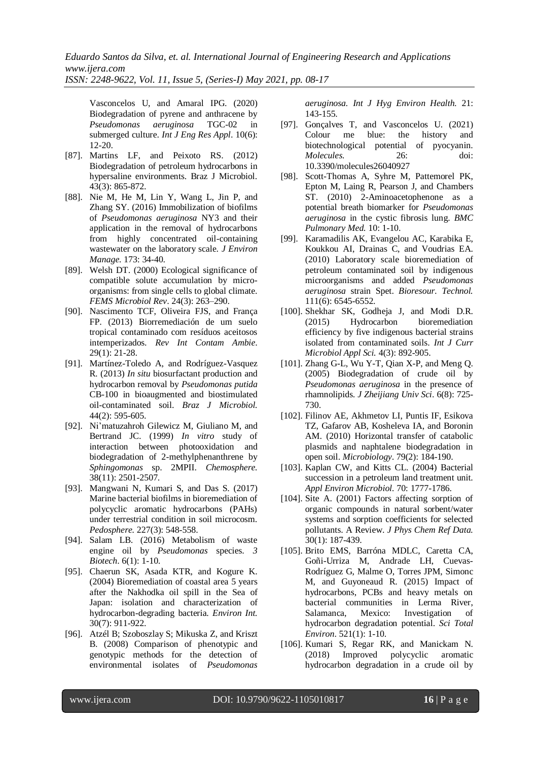Vasconcelos U, and Amaral IPG. (2020) Biodegradation of pyrene and anthracene by *Pseudomonas aeruginosa* TGC-02 in submerged culture. *Int J Eng Res Appl*. 10(6): 12-20.

[87]. Martins LF, and Peixoto RS. (2012) Biodegradation of petroleum hydrocarbons in hypersaline environments. Braz J Microbiol. 43(3): 865-872.

[88]. Nie M, He M, Lin Y, Wang L, Jin P, and Zhang SY. (2016) Immobilization of biofilms of *Pseudomonas aeruginosa* NY3 and their application in the removal of hydrocarbons from highly concentrated oil-containing wastewater on the laboratory scale. *J Environ Manage.* 173: 34-40.

[89]. Welsh DT. (2000) Ecological significance of compatible solute accumulation by micro-organisms: from single cells to global climate. *FEMS Microbiol Rev*. 24(3): 263–290.

[90]. Nascimento TCF, Oliveira FJS, and França FP. (2013) Biorremediación de um suelo tropical contaminado com resíduos aceitosos intemperizados. *Rev Int Contam Ambie*. 29(1): 21-28.

[91]. Martínez-Toledo A, and Rodríguez-Vasquez R. (2013) *In situ* biosurfactant production and hydrocarbon removal by *Pseudomonas putida* CB-100 in bioaugmented and biostimulated oil-contaminated soil. *Braz J Microbiol.* 44(2): 595-605.

[92]. Ni'matuzahroh Gilewicz M, Giuliano M, and Bertrand JC. (1999) *In vitro* study of interaction between photooxidation and biodegradation of 2-methylphenanthrene by *Sphingomonas* sp. 2MPII. *Chemosphere.* 38(11): 2501-2507.

[93]. Mangwani N, Kumari S, and Das S. (2017) Marine bacterial biofilms in bioremediation of polycyclic aromatic hydrocarbons (PAHs) under terrestrial condition in soil microcosm. *Pedosphere.* 227(3): 548-558.

[94]. Salam LB. (2016) Metabolism of waste engine oil by *Pseudomonas* species. *3 Biotech*. 6(1): 1-10.

[95]. Chaerun SK, Asada KTR, and Kogure K. (2004) Bioremediation of coastal area 5 years after the Nakhodka oil spill in the Sea of Japan: isolation and characterization of hydrocarbon-degrading bacteria. *Environ Int.* 30(7): 911-922.

[96]. Atzél B; Szoboszlay S; Mikuska Z, and Kriszt B. (2008) Comparison of phenotypic and genotypic methods for the detection of environmental isolates of *Pseudomonas aeruginosa. Int J Hyg Environ Health.* 21: 143-155.

[97]. Gonçalves T, and Vasconcelos U. (2021) Colour me blue: the history and biotechnological potential of pyocyanin. *Molecules.* 26: doi: 10.3390/molecules26040927

[98]. Scott-Thomas A, Syhre M, Pattemorel PK, Epton M, Laing R, Pearson J, and Chambers ST. (2010) 2-Aminoacetophenone as a potential breath biomarker for *Pseudomonas aeruginosa* in the cystic fibrosis lung. *BMC Pulmonary Med.* 10: 1-10.

[99]. Karamadilis AK, Evangelou AC, Karabika E, Koukkou AI, Drainas C, and Voudrias EA. (2010) Laboratory scale bioremediation of petroleum contaminated soil by indigenous microorganisms and added *Pseudomonas aeruginosa* strain Spet. *Bioresour. Technol.* 111(6): 6545-6552.

[100]. Shekhar SK, Godheja J, and Modi D.R. (2015) Hydrocarbon bioremediation efficiency by five indigenous bacterial strains isolated from contaminated soils. *Int J Curr Microbiol Appl Sci.* 4(3): 892-905.

[101]. Zhang G-L, Wu Y-T, Qian X-P, and Meng Q. (2005) Biodegradation of crude oil by *Pseudomonas aeruginosa* in the presence of rhamnolipids. *J Zheijiang Univ Sci*. 6(8): 725-730.

[102]. Filinov AE, Akhmetov LI, Puntis IF, Esikova TZ, Gafarov AB, Kosheleva IA, and Boronin AM. (2010) Horizontal transfer of catabolic plasmids and naphtalene biodegradation in open soil. *Microbiology*. 79(2): 184-190.

[103]. Kaplan CW, and Kitts CL. (2004) Bacterial succession in a petroleum land treatment unit. *Appl Environ Microbiol.* 70: 1777-1786.

[104]. Site A. (2001) Factors affecting sorption of organic compounds in natural sorbent/water systems and sorption coefficients for selected pollutants. A Review. *J Phys Chem Ref Data.* 30(1): 187-439.

[105]. Brito EMS, Barróna MDLC, Caretta CA, Goñi-Urriza M, Andrade LH, Cuevas-Rodríguez G, Malme O, Torres JPM, Simonc M, and Guyoneaud R. (2015) Impact of hydrocarbons, PCBs and heavy metals on bacterial communities in Lerma River, Salamanca, Mexico: Investigation of hydrocarbon degradation potential. *Sci Total Environ*. 521(1): 1-10.

[106]. Kumari S, Regar RK, and Manickam N. (2018) Improved polycyclic aromatic hydrocarbon degradation in a crude oil by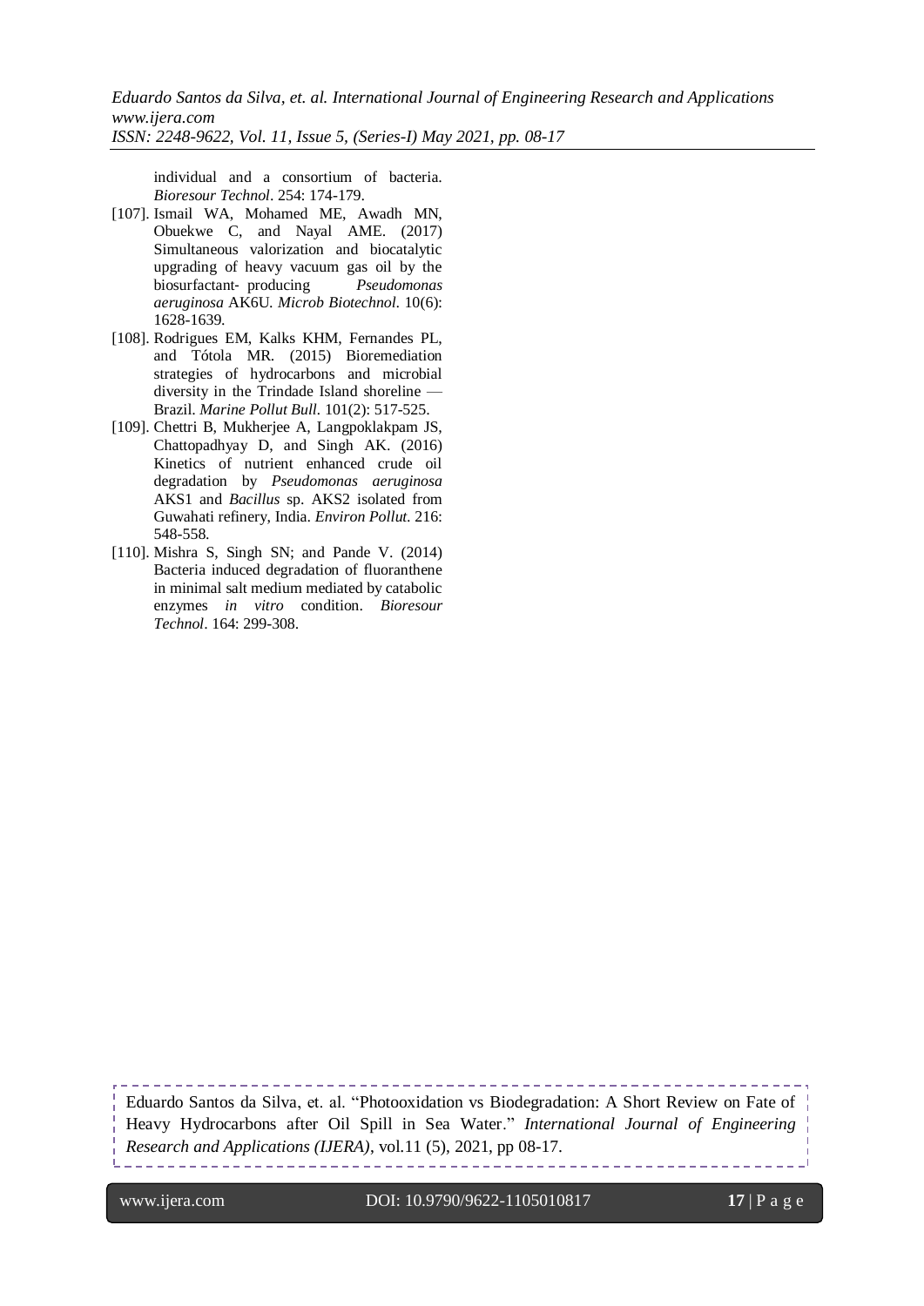individual and a consortium of bacteria. *Bioresour Technol*. 254: 174-179.

[107]. Ismail WA, Mohamed ME, Awadh MN, Obuekwe C, and Nayal AME. (2017) Simultaneous valorization and biocatalytic upgrading of heavy vacuum gas oil by the biosurfactant- producing *Pseudomonas aeruginosa* AK6U. *Microb Biotechnol.* 10(6): 1628-1639.

[108]. Rodrigues EM, Kalks KHM, Fernandes PL, and Tótola MR. (2015) Bioremediation strategies of hydrocarbons and microbial diversity in the Trindade Island shoreline — Brazil. *Marine Pollut Bull.* 101(2): 517-525.

[109]. Chettri B, Mukherjee A, Langpoklakpam JS, Chattopadhyay D, and Singh AK. (2016) Kinetics of nutrient enhanced crude oil degradation by *Pseudomonas aeruginosa* AKS1 and *Bacillus* sp. AKS2 isolated from Guwahati refinery, India. *Environ Pollut.* 216: 548-558.

[110]. Mishra S, Singh SN; and Pande V. (2014) Bacteria induced degradation of fluoranthene in minimal salt medium mediated by catabolic enzymes *in vitro* condition. *Bioresour Technol*. 164: 299-308.

Eduardo Santos da Silva, et. al. "Photooxidation vs Biodegradation: A Short Review on Fate of Heavy Hydrocarbons after Oil Spill in Sea Water." *International Journal of Engineering Research and Applications (IJERA)*, vol.11 (5), 2021, pp 08-17.